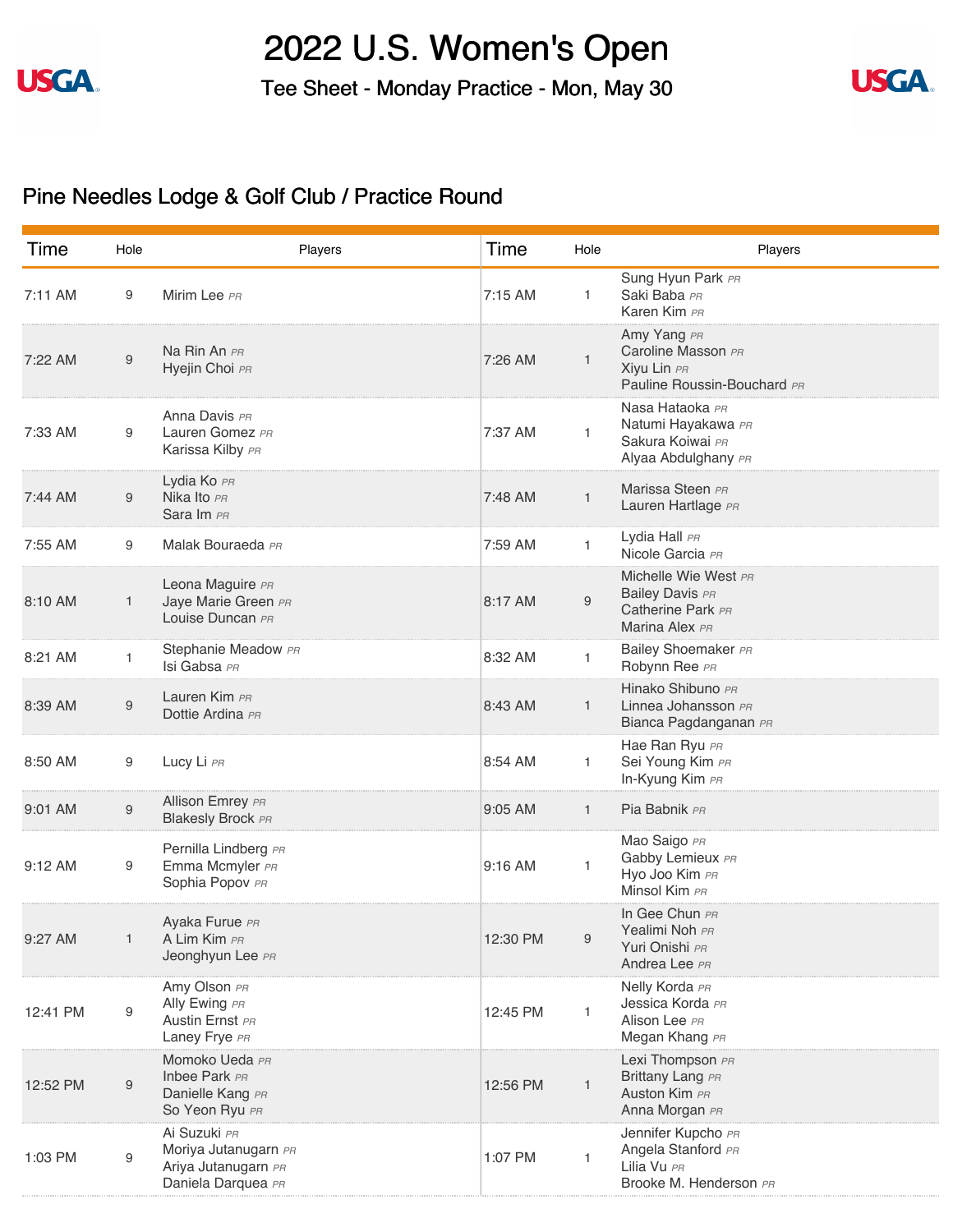# 2022 U.S. Women's Open

## Tee Sheet - Monday Practice - Mon, May 30

### Pine Needles Lodge & Golf Club / Practice Round

| Time | Hole | Players | Time | Hole | Players |
|---|---|---|---|---|---|
| 7:11 AM | 9 | Mirim Lee *PR* | 7:15 AM | 1 | Sung Hyun Park *PR*<br>Saki Baba *PR*<br>Karen Kim *PR* |
| 7:22 AM | 9 | Na Rin An *PR*<br>Hyejin Choi *PR* | 7:26 AM | 1 | Amy Yang *PR*<br>Caroline Masson *PR*<br>Xiyu Lin *PR*<br>Pauline Roussin-Bouchard *PR* |
| 7:33 AM | 9 | Anna Davis *PR*<br>Lauren Gomez *PR*<br>Karissa Kilby *PR* | 7:37 AM | 1 | Nasa Hataoka *PR*<br>Natumi Hayakawa *PR*<br>Sakura Koiwai *PR*<br>Alyaa Abdulghany *PR* |
| 7:44 AM | 9 | Lydia Ko *PR*<br>Nika Ito *PR*<br>Sara Im *PR* | 7:48 AM | 1 | Marissa Steen *PR*<br>Lauren Hartlage *PR* |
| 7:55 AM | 9 | Malak Bouraeda *PR* | 7:59 AM | 1 | Lydia Hall *PR*<br>Nicole Garcia *PR* |
| 8:10 AM | 1 | Leona Maguire *PR*<br>Jaye Marie Green *PR*<br>Louise Duncan *PR* | 8:17 AM | 9 | Michelle Wie West *PR*<br>Bailey Davis *PR*<br>Catherine Park *PR*<br>Marina Alex *PR* |
| 8:21 AM | 1 | Stephanie Meadow *PR*<br>Isi Gabsa *PR* | 8:32 AM | 1 | Bailey Shoemaker *PR*<br>Robynn Ree *PR* |
| 8:39 AM | 9 | Lauren Kim *PR*<br>Dottie Ardina *PR* | 8:43 AM | 1 | Hinako Shibuno *PR*<br>Linnea Johansson *PR*<br>Bianca Pagdanganan *PR* |
| 8:50 AM | 9 | Lucy Li *PR* | 8:54 AM | 1 | Hae Ran Ryu *PR*<br>Sei Young Kim *PR*<br>In-Kyung Kim *PR* |
| 9:01 AM | 9 | Allison Emrey *PR*<br>Blakesly Brock *PR* | 9:05 AM | 1 | Pia Babnik *PR* |
| 9:12 AM | 9 | Pernilla Lindberg *PR*<br>Emma Mcmyler *PR*<br>Sophia Popov *PR* | 9:16 AM | 1 | Mao Saigo *PR*<br>Gabby Lemieux *PR*<br>Hyo Joo Kim *PR*<br>Minsol Kim *PR* |
| 9:27 AM | 1 | Ayaka Furue *PR*<br>A Lim Kim *PR*<br>Jeonghyun Lee *PR* | 12:30 PM | 9 | In Gee Chun *PR*<br>Yealimi Noh *PR*<br>Yuri Onishi *PR*<br>Andrea Lee *PR* |
| 12:41 PM | 9 | Amy Olson *PR*<br>Ally Ewing *PR*<br>Austin Ernst *PR*<br>Laney Frye *PR* | 12:45 PM | 1 | Nelly Korda *PR*<br>Jessica Korda *PR*<br>Alison Lee *PR*<br>Megan Khang *PR* |
| 12:52 PM | 9 | Momoko Ueda *PR*<br>Inbee Park *PR*<br>Danielle Kang *PR*<br>So Yeon Ryu *PR* | 12:56 PM | 1 | Lexi Thompson *PR*<br>Brittany Lang *PR*<br>Auston Kim *PR*<br>Anna Morgan *PR* |
| 1:03 PM | 9 | Ai Suzuki *PR*<br>Moriya Jutanugarn *PR*<br>Ariya Jutanugarn *PR*<br>Daniela Darquea *PR* | 1:07 PM | 1 | Jennifer Kupcho *PR*<br>Angela Stanford *PR*<br>Lilia Vu *PR*<br>Brooke M. Henderson *PR* |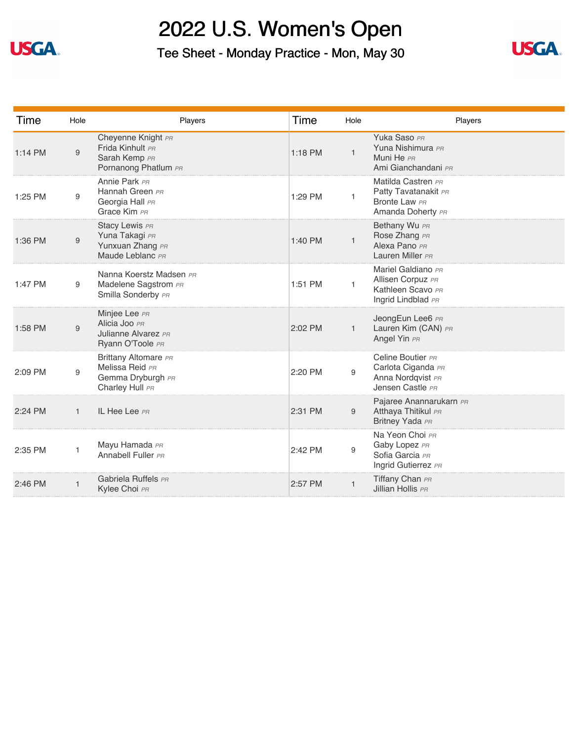# 2022 U.S. Women's Open

## Tee Sheet - Monday Practice - Mon, May 30

| Time | Hole | Players | Time | Hole | Players |
|---|---|---|---|---|---|
| 1:14 PM | 9 | Cheyenne Knight *PR*<br>Frida Kinhult *PR*<br>Sarah Kemp *PR*<br>Pornanong Phatlum *PR* | 1:18 PM | 1 | Yuka Saso *PR*<br>Yuna Nishimura *PR*<br>Muni He *PR*<br>Ami Gianchandani *PR* |
| 1:25 PM | 9 | Annie Park *PR*<br>Hannah Green *PR*<br>Georgia Hall *PR*<br>Grace Kim *PR* | 1:29 PM | 1 | Matilda Castren *PR*<br>Patty Tavatanakit *PR*<br>Bronte Law *PR*<br>Amanda Doherty *PR* |
| 1:36 PM | 9 | Stacy Lewis *PR*<br>Yuna Takagi *PR*<br>Yunxuan Zhang *PR*<br>Maude Leblanc *PR* | 1:40 PM | 1 | Bethany Wu *PR*<br>Rose Zhang *PR*<br>Alexa Pano *PR*<br>Lauren Miller *PR* |
| 1:47 PM | 9 | Nanna Koerstz Madsen *PR*<br>Madelene Sagstrom *PR*<br>Smilla Sonderby *PR* | 1:51 PM | 1 | Mariel Galdiano *PR*<br>Allisen Corpuz *PR*<br>Kathleen Scavo *PR*<br>Ingrid Lindblad *PR* |
| 1:58 PM | 9 | Minjee Lee *PR*<br>Alicia Joo *PR*<br>Julianne Alvarez *PR*<br>Ryann O'Toole *PR* | 2:02 PM | 1 | JeongEun Lee6 *PR*<br>Lauren Kim (CAN) *PR*<br>Angel Yin *PR* |
| 2:09 PM | 9 | Brittany Altomare *PR*<br>Melissa Reid *PR*<br>Gemma Dryburgh *PR*<br>Charley Hull *PR* | 2:20 PM | 9 | Celine Boutier *PR*<br>Carlota Ciganda *PR*<br>Anna Nordqvist *PR*<br>Jensen Castle *PR* |
| 2:24 PM | 1 | IL Hee Lee *PR* | 2:31 PM | 9 | Pajaree Anannarukarn *PR*<br>Atthaya Thitikul *PR*<br>Britney Yada *PR* |
| 2:35 PM | 1 | Mayu Hamada *PR*<br>Annabell Fuller *PR* | 2:42 PM | 9 | Na Yeon Choi *PR*<br>Gaby Lopez *PR*<br>Sofia Garcia *PR*<br>Ingrid Gutierrez *PR* |
| 2:46 PM | 1 | Gabriela Ruffels *PR*<br>Kylee Choi *PR* | 2:57 PM | 1 | Tiffany Chan *PR*<br>Jillian Hollis *PR* |